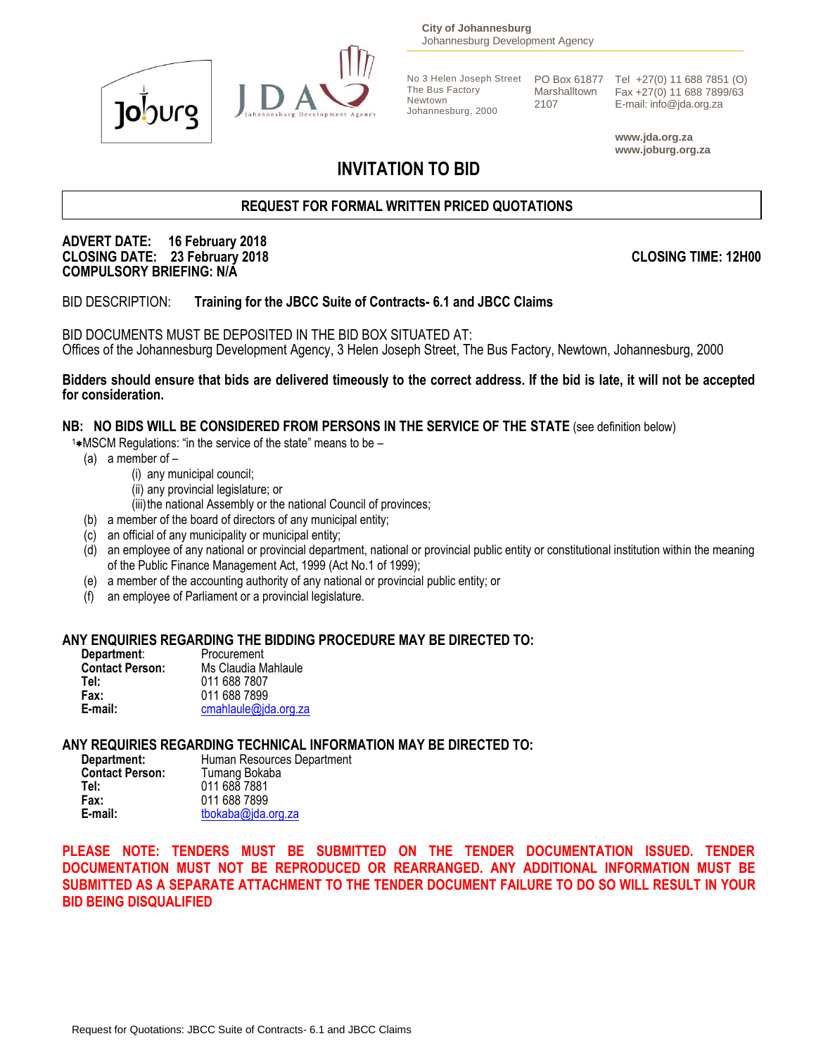City of Johannesburg
Johannesburg Development Agency

No 3 Helen Joseph Street
The Bus Factory
Newtown
Johannesburg, 2000

PO Box 61877
Marshalltown
2107

Tel +27(0) 11 688 7851 (O)
Fax +27(0) 11 688 7899/63
E-mail: info@jda.org.za

www.jda.org.za
www.joburg.org.za

# INVITATION TO BID

## REQUEST FOR FORMAL WRITTEN PRICED QUOTATIONS

**ADVERT DATE: 16 February 2018**
**CLOSING DATE: 23 February 2018** **CLOSING TIME: 12H00**
**COMPULSORY BRIEFING: N/A**

BID DESCRIPTION: **Training for the JBCC Suite of Contracts- 6.1 and JBCC Claims**

BID DOCUMENTS MUST BE DEPOSITED IN THE BID BOX SITUATED AT:
Offices of the Johannesburg Development Agency, 3 Helen Joseph Street, The Bus Factory, Newtown, Johannesburg, 2000

**Bidders should ensure that bids are delivered timeously to the correct address. If the bid is late, it will not be accepted for consideration.**

**NB: NO BIDS WILL BE CONSIDERED FROM PERSONS IN THE SERVICE OF THE STATE** (see definition below)

[1]*MSCM Regulations: "in the service of the state" means to be –

(a) a member of –
  (i) any municipal council;
  (ii) any provincial legislature; or
  (iii) the national Assembly or the national Council of provinces;
(b) a member of the board of directors of any municipal entity;
(c) an official of any municipality or municipal entity;
(d) an employee of any national or provincial department, national or provincial public entity or constitutional institution within the meaning of the Public Finance Management Act, 1999 (Act No.1 of 1999);
(e) a member of the accounting authority of any national or provincial public entity; or
(f) an employee of Parliament or a provincial legislature.

**ANY ENQUIRIES REGARDING THE BIDDING PROCEDURE MAY BE DIRECTED TO:**

| | |
|---|---|
| **Department:** | Procurement |
| **Contact Person:** | Ms Claudia Mahlaule |
| **Tel:** | 011 688 7807 |
| **Fax:** | 011 688 7899 |
| **E-mail:** | cmahlaule@jda.org.za |

**ANY REQUIRIES REGARDING TECHNICAL INFORMATION MAY BE DIRECTED TO:**

| | |
|---|---|
| **Department:** | Human Resources Department |
| **Contact Person:** | Tumang Bokaba |
| **Tel:** | 011 688 7881 |
| **Fax:** | 011 688 7899 |
| **E-mail:** | tbokaba@jda.org.za |

**PLEASE NOTE: TENDERS MUST BE SUBMITTED ON THE TENDER DOCUMENTATION ISSUED. TENDER DOCUMENTATION MUST NOT BE REPRODUCED OR REARRANGED. ANY ADDITIONAL INFORMATION MUST BE SUBMITTED AS A SEPARATE ATTACHMENT TO THE TENDER DOCUMENT FAILURE TO DO SO WILL RESULT IN YOUR BID BEING DISQUALIFIED**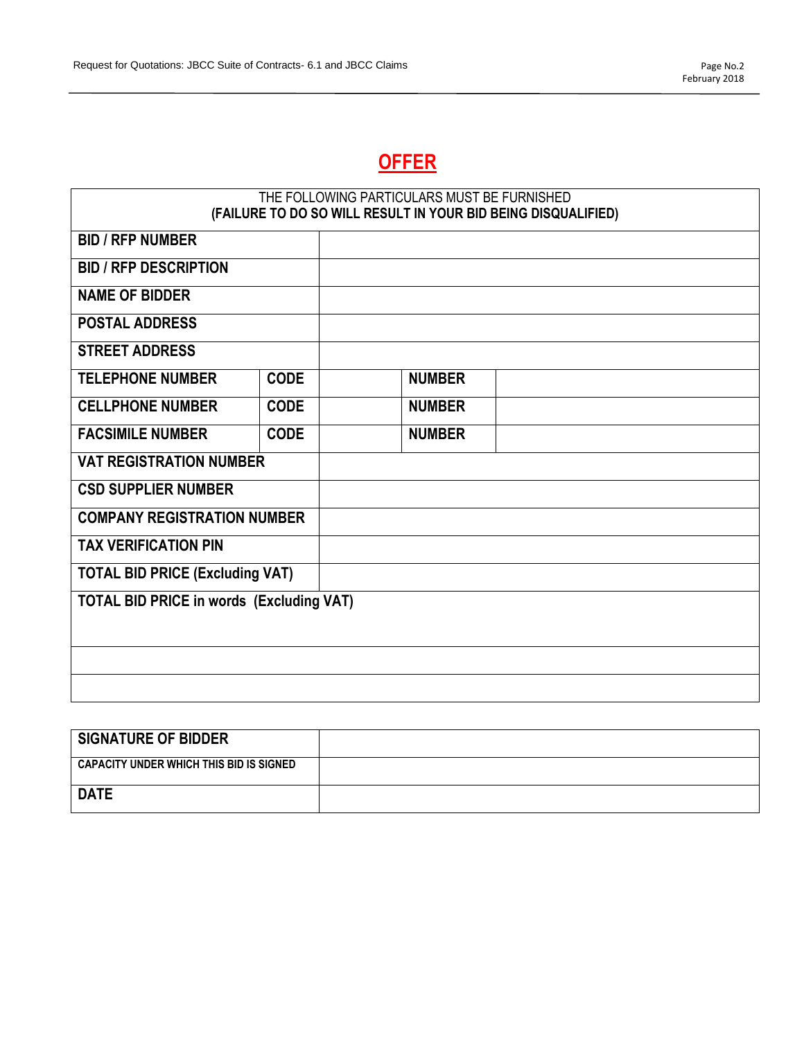# OFFER

| THE FOLLOWING PARTICULARS MUST BE FURNISHED **(FAILURE TO DO SO WILL RESULT IN YOUR BID BEING DISQUALIFIED)** | | | | |
|---|---|---|---|---|
| **BID / RFP NUMBER** | | | | |
| **BID / RFP DESCRIPTION** | | | | |
| **NAME OF BIDDER** | | | | |
| **POSTAL ADDRESS** | | | | |
| **STREET ADDRESS** | | | | |
| **TELEPHONE NUMBER** | **CODE** | | **NUMBER** | |
| **CELLPHONE NUMBER** | **CODE** | | **NUMBER** | |
| **FACSIMILE NUMBER** | **CODE** | | **NUMBER** | |
| **VAT REGISTRATION NUMBER** | | | | |
| **CSD SUPPLIER NUMBER** | | | | |
| **COMPANY REGISTRATION NUMBER** | | | | |
| **TAX VERIFICATION PIN** | | | | |
| **TOTAL BID PRICE (Excluding VAT)** | | | | |
| **TOTAL BID PRICE in words (Excluding VAT)** | | | | |
| | | | | |
| | | | | |

| **SIGNATURE OF BIDDER** | |
|---|---|
| **CAPACITY UNDER WHICH THIS BID IS SIGNED** | |
| **DATE** | |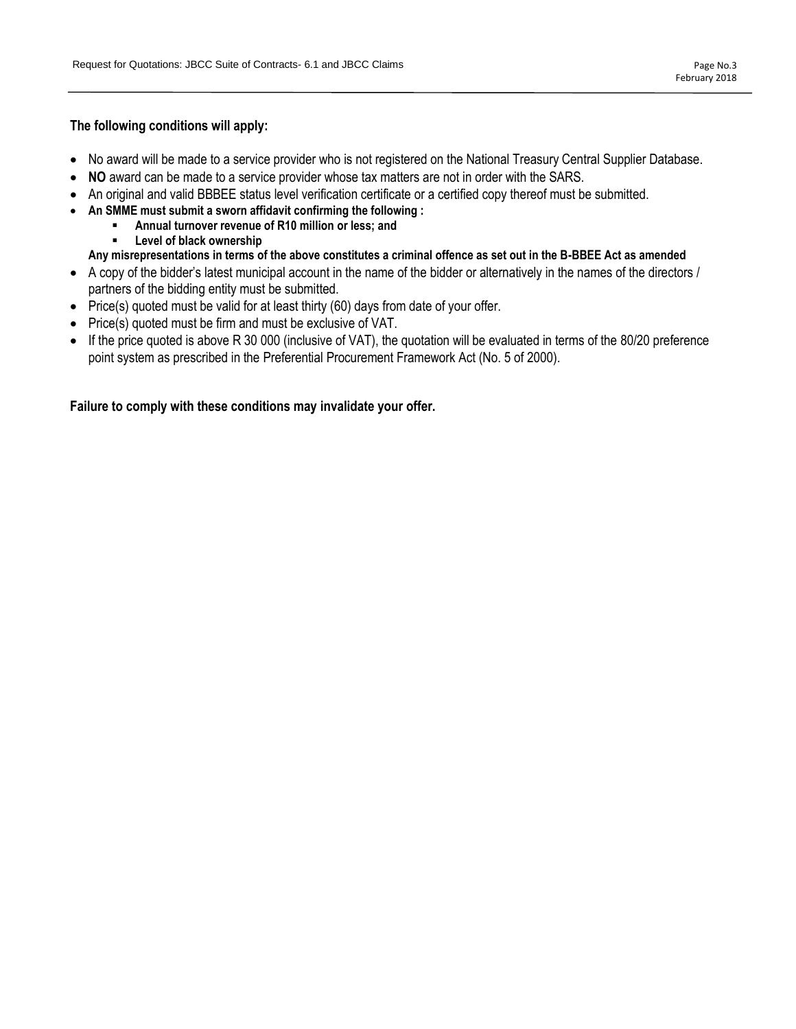**The following conditions will apply:**

- No award will be made to a service provider who is not registered on the National Treasury Central Supplier Database.
- **NO** award can be made to a service provider whose tax matters are not in order with the SARS.
- An original and valid BBBEE status level verification certificate or a certified copy thereof must be submitted.
- **An SMME must submit a sworn affidavit confirming the following :**
  - **Annual turnover revenue of R10 million or less; and**
  - **Level of black ownership**

  **Any misrepresentations in terms of the above constitutes a criminal offence as set out in the B-BBEE Act as amended**
- A copy of the bidder's latest municipal account in the name of the bidder or alternatively in the names of the directors / partners of the bidding entity must be submitted.
- Price(s) quoted must be valid for at least thirty (60) days from date of your offer.
- Price(s) quoted must be firm and must be exclusive of VAT.
- If the price quoted is above R 30 000 (inclusive of VAT), the quotation will be evaluated in terms of the 80/20 preference point system as prescribed in the Preferential Procurement Framework Act (No. 5 of 2000).

**Failure to comply with these conditions may invalidate your offer.**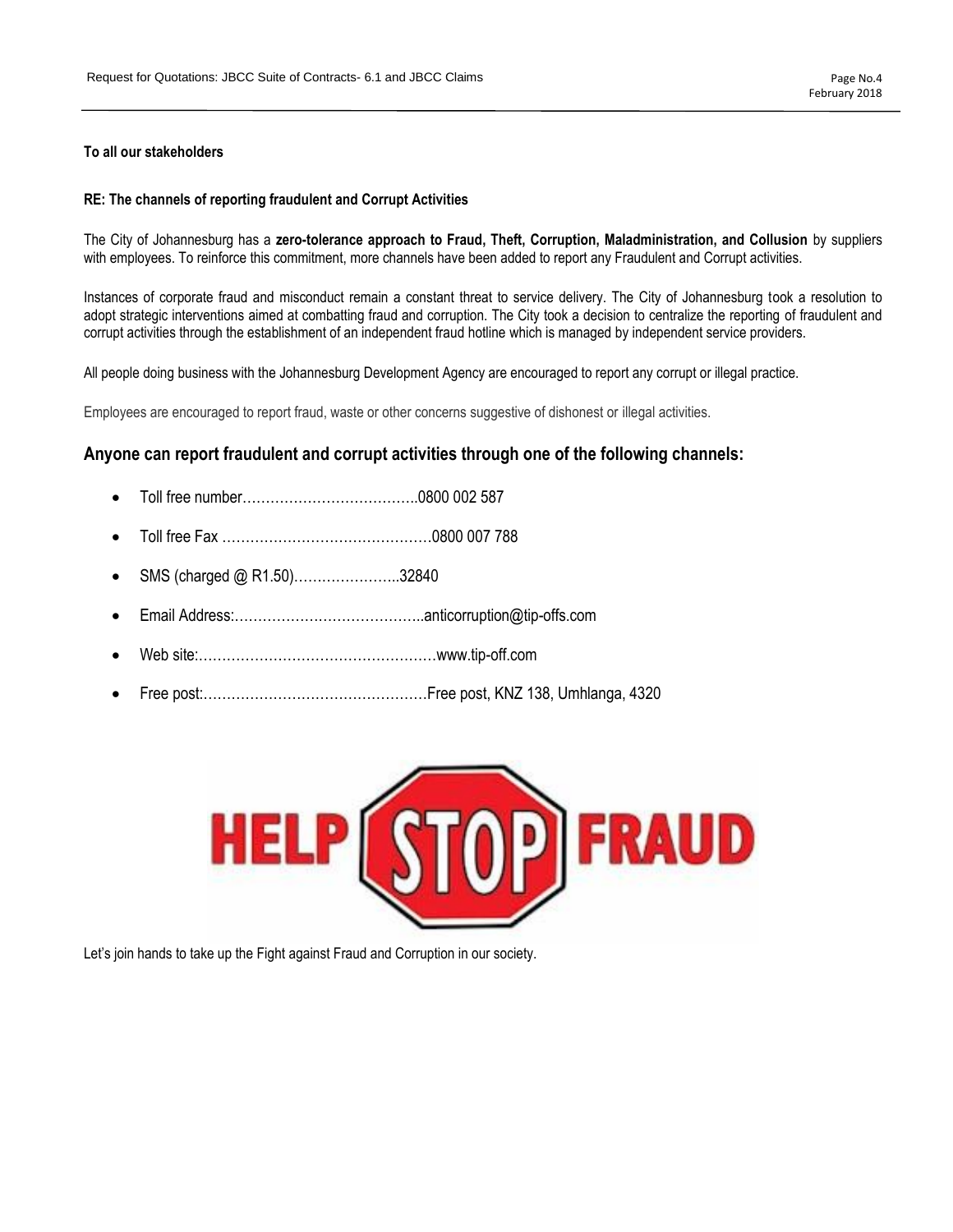**To all our stakeholders**

**RE: The channels of reporting fraudulent and Corrupt Activities**

The City of Johannesburg has a **zero-tolerance approach to Fraud, Theft, Corruption, Maladministration, and Collusion** by suppliers with employees. To reinforce this commitment, more channels have been added to report any Fraudulent and Corrupt activities.

Instances of corporate fraud and misconduct remain a constant threat to service delivery. The City of Johannesburg took a resolution to adopt strategic interventions aimed at combatting fraud and corruption. The City took a decision to centralize the reporting of fraudulent and corrupt activities through the establishment of an independent fraud hotline which is managed by independent service providers.

All people doing business with the Johannesburg Development Agency are encouraged to report any corrupt or illegal practice.

Employees are encouraged to report fraud, waste or other concerns suggestive of dishonest or illegal activities.

## Anyone can report fraudulent and corrupt activities through one of the following channels:

- Toll free number……………………………….0800 002 587
- Toll free Fax ………………………………………0800 007 788
- SMS (charged @ R1.50)…………………..32840
- Email Address:…………………………………..anticorruption@tip-offs.com
- Web site:……………………………………………www.tip-off.com
- Free post:…………………………………………Free post, KNZ 138, Umhlanga, 4320

HELP STOP FRAUD

Let's join hands to take up the Fight against Fraud and Corruption in our society.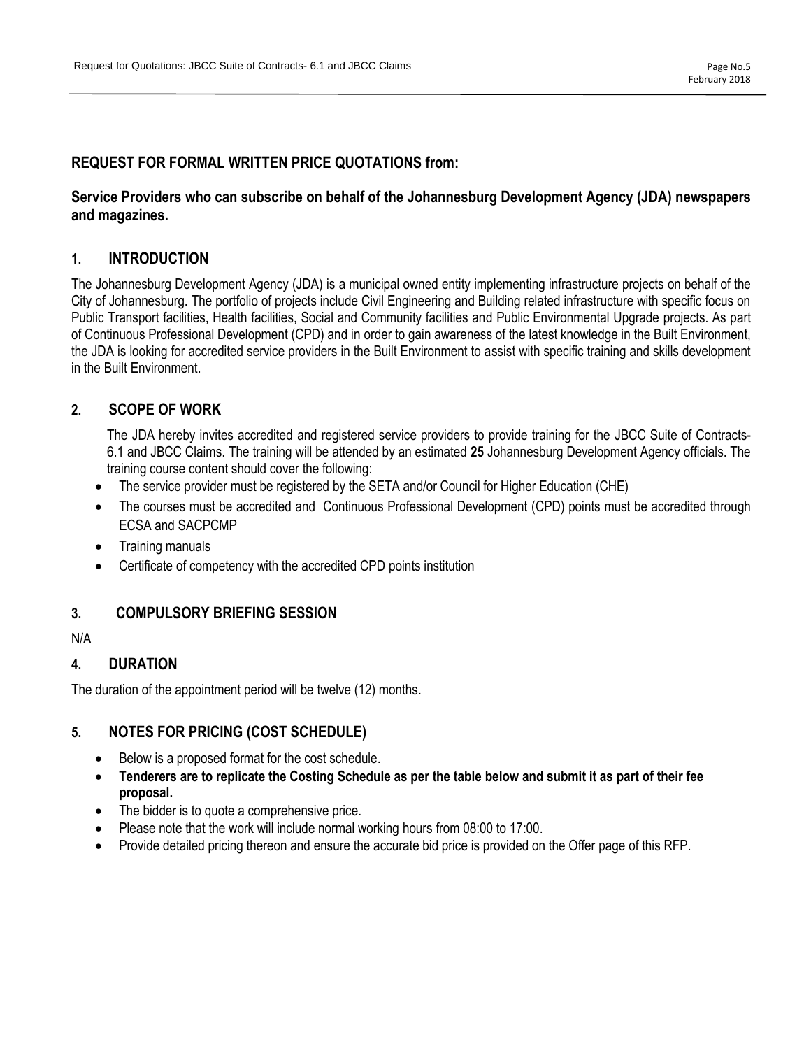## REQUEST FOR FORMAL WRITTEN PRICE QUOTATIONS from:

### Service Providers who can subscribe on behalf of the Johannesburg Development Agency (JDA) newspapers and magazines.

### 1. INTRODUCTION

The Johannesburg Development Agency (JDA) is a municipal owned entity implementing infrastructure projects on behalf of the City of Johannesburg. The portfolio of projects include Civil Engineering and Building related infrastructure with specific focus on Public Transport facilities, Health facilities, Social and Community facilities and Public Environmental Upgrade projects. As part of Continuous Professional Development (CPD) and in order to gain awareness of the latest knowledge in the Built Environment, the JDA is looking for accredited service providers in the Built Environment to assist with specific training and skills development in the Built Environment.

### 2. SCOPE OF WORK

The JDA hereby invites accredited and registered service providers to provide training for the JBCC Suite of Contracts- 6.1 and JBCC Claims. The training will be attended by an estimated **25** Johannesburg Development Agency officials. The training course content should cover the following:

- The service provider must be registered by the SETA and/or Council for Higher Education (CHE)
- The courses must be accredited and Continuous Professional Development (CPD) points must be accredited through ECSA and SACPCMP
- Training manuals
- Certificate of competency with the accredited CPD points institution

### 3. COMPULSORY BRIEFING SESSION

N/A

### 4. DURATION

The duration of the appointment period will be twelve (12) months.

### 5. NOTES FOR PRICING (COST SCHEDULE)

- Below is a proposed format for the cost schedule.
- **Tenderers are to replicate the Costing Schedule as per the table below and submit it as part of their fee proposal.**
- The bidder is to quote a comprehensive price.
- Please note that the work will include normal working hours from 08:00 to 17:00.
- Provide detailed pricing thereon and ensure the accurate bid price is provided on the Offer page of this RFP.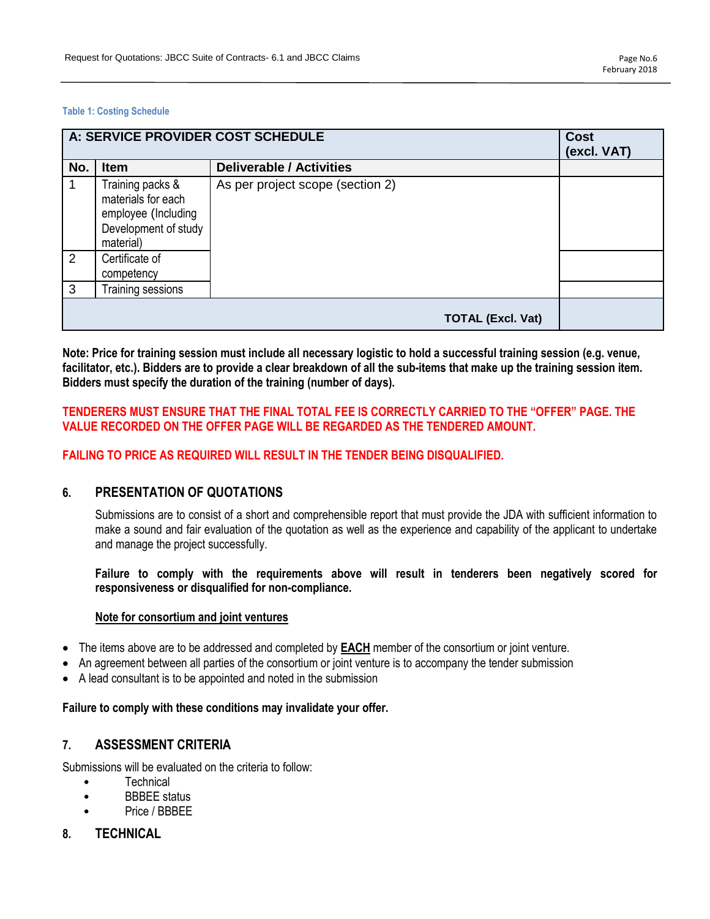**Table 1: Costing Schedule**

| A: SERVICE PROVIDER COST SCHEDULE | | | Cost (excl. VAT) |
|---|---|---|---|
| **No.** | **Item** | **Deliverable / Activities** | |
| 1 | Training packs & materials for each employee (Including Development of study material) | As per project scope (section 2) | |
| 2 | Certificate of competency | | |
| 3 | Training sessions | | |
| | | **TOTAL (Excl. Vat)** | |

**Note: Price for training session must include all necessary logistic to hold a successful training session (e.g. venue, facilitator, etc.). Bidders are to provide a clear breakdown of all the sub-items that make up the training session item. Bidders must specify the duration of the training (number of days).**

**TENDERERS MUST ENSURE THAT THE FINAL TOTAL FEE IS CORRECTLY CARRIED TO THE "OFFER" PAGE. THE VALUE RECORDED ON THE OFFER PAGE WILL BE REGARDED AS THE TENDERED AMOUNT.**

**FAILING TO PRICE AS REQUIRED WILL RESULT IN THE TENDER BEING DISQUALIFIED.**

## 6. PRESENTATION OF QUOTATIONS

Submissions are to consist of a short and comprehensible report that must provide the JDA with sufficient information to make a sound and fair evaluation of the quotation as well as the experience and capability of the applicant to undertake and manage the project successfully.

**Failure to comply with the requirements above will result in tenderers been negatively scored for responsiveness or disqualified for non-compliance.**

**Note for consortium and joint ventures**

- The items above are to be addressed and completed by **EACH** member of the consortium or joint venture.
- An agreement between all parties of the consortium or joint venture is to accompany the tender submission
- A lead consultant is to be appointed and noted in the submission

**Failure to comply with these conditions may invalidate your offer.**

## 7. ASSESSMENT CRITERIA

Submissions will be evaluated on the criteria to follow:

- Technical
- BBBEE status
- Price / BBBEE

## 8. TECHNICAL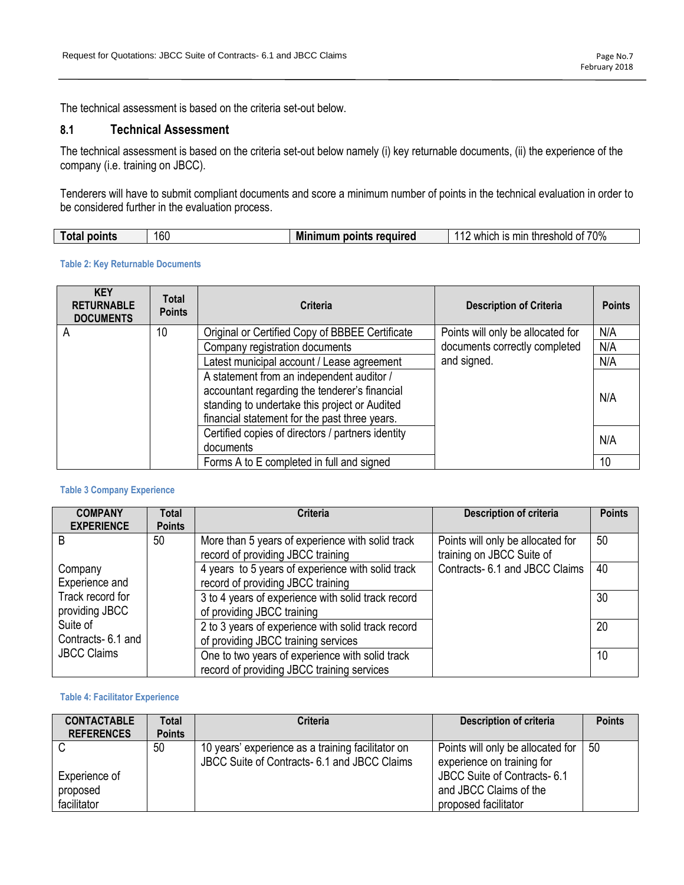The technical assessment is based on the criteria set-out below.

## 8.1 Technical Assessment

The technical assessment is based on the criteria set-out below namely (i) key returnable documents, (ii) the experience of the company (i.e. training on JBCC).

Tenderers will have to submit compliant documents and score a minimum number of points in the technical evaluation in order to be considered further in the evaluation process.

| **Total points** | 160 | **Minimum points required** | 112 which is min threshold of 70% |
|---|---|---|---|

**Table 2: Key Returnable Documents**

| KEY RETURNABLE DOCUMENTS | Total Points | Criteria | Description of Criteria | Points |
|---|---|---|---|---|
| A | 10 | Original or Certified Copy of BBBEE Certificate | Points will only be allocated for documents correctly completed and signed. | N/A |
| | | Company registration documents | | N/A |
| | | Latest municipal account / Lease agreement | | N/A |
| | | A statement from an independent auditor / accountant regarding the tenderer's financial standing to undertake this project or Audited financial statement for the past three years. | | N/A |
| | | Certified copies of directors / partners identity documents | | N/A |
| | | Forms A to E completed in full and signed | | 10 |

**Table 3 Company Experience**

| COMPANY EXPERIENCE | Total Points | Criteria | Description of criteria | Points |
|---|---|---|---|---|
| B<br><br>Company Experience and Track record for providing JBCC Suite of Contracts- 6.1 and JBCC Claims | 50 | More than 5 years of experience with solid track record of providing JBCC training | Points will only be allocated for training on JBCC Suite of Contracts- 6.1 and JBCC Claims | 50 |
| | | 4 years to 5 years of experience with solid track record of providing JBCC training | | 40 |
| | | 3 to 4 years of experience with solid track record of providing JBCC training | | 30 |
| | | 2 to 3 years of experience with solid track record of providing JBCC training services | | 20 |
| | | One to two years of experience with solid track record of providing JBCC training services | | 10 |

**Table 4: Facilitator Experience**

| CONTACTABLE REFERENCES | Total Points | Criteria | Description of criteria | Points |
|---|---|---|---|---|
| C<br><br>Experience of proposed facilitator | 50 | 10 years' experience as a training facilitator on JBCC Suite of Contracts- 6.1 and JBCC Claims | Points will only be allocated for experience on training for JBCC Suite of Contracts- 6.1 and JBCC Claims of the proposed facilitator | 50 |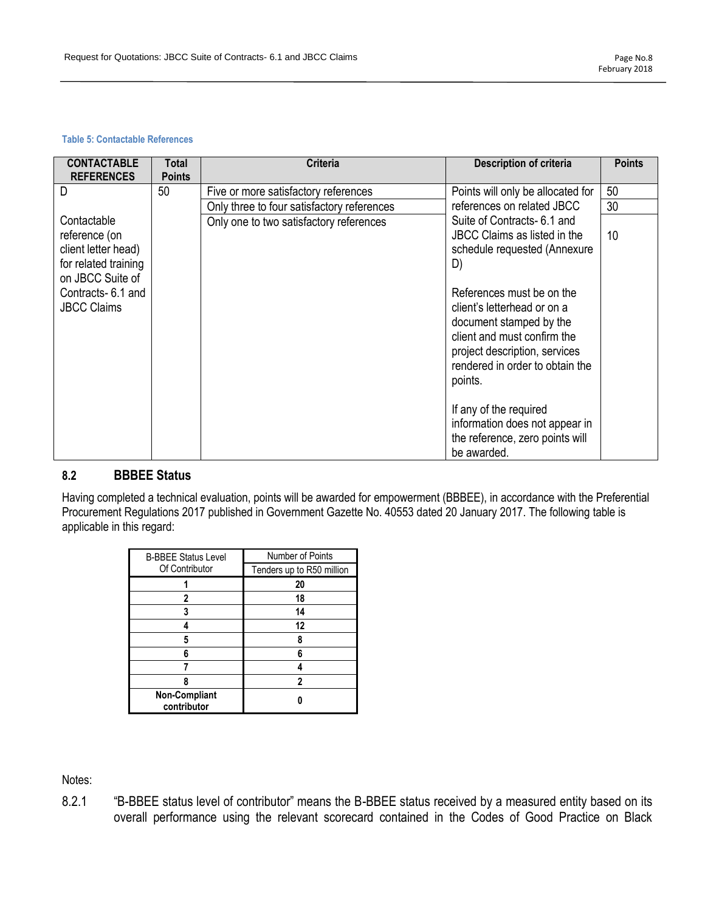**Table 5: Contactable References**

| CONTACTABLE REFERENCES | Total Points | Criteria | Description of criteria | Points |
|---|---|---|---|---|
| D<br><br>Contactable reference (on client letter head) for related training on JBCC Suite of Contracts- 6.1 and JBCC Claims | 50 | Five or more satisfactory references | Points will only be allocated for references on related JBCC Suite of Contracts- 6.1 and JBCC Claims as listed in the schedule requested (Annexure D)<br><br>References must be on the client's letterhead or on a document stamped by the client and must confirm the project description, services rendered in order to obtain the points.<br><br>If any of the required information does not appear in the reference, zero points will be awarded. | 50 |
| | | Only three to four satisfactory references | | 30 |
| | | Only one to two satisfactory references | | 10 |

## 8.2 BBBEE Status

Having completed a technical evaluation, points will be awarded for empowerment (BBBEE), in accordance with the Preferential Procurement Regulations 2017 published in Government Gazette No. 40553 dated 20 January 2017. The following table is applicable in this regard:

| B-BBEE Status Level Of Contributor | Number of Points<br>Tenders up to R50 million |
|---|---|
| **1** | **20** |
| **2** | **18** |
| **3** | **14** |
| **4** | **12** |
| **5** | **8** |
| **6** | **6** |
| **7** | **4** |
| **8** | **2** |
| **Non-Compliant contributor** | **0** |

Notes:

8.2.1 "B-BBEE status level of contributor" means the B-BBEE status received by a measured entity based on its overall performance using the relevant scorecard contained in the Codes of Good Practice on Black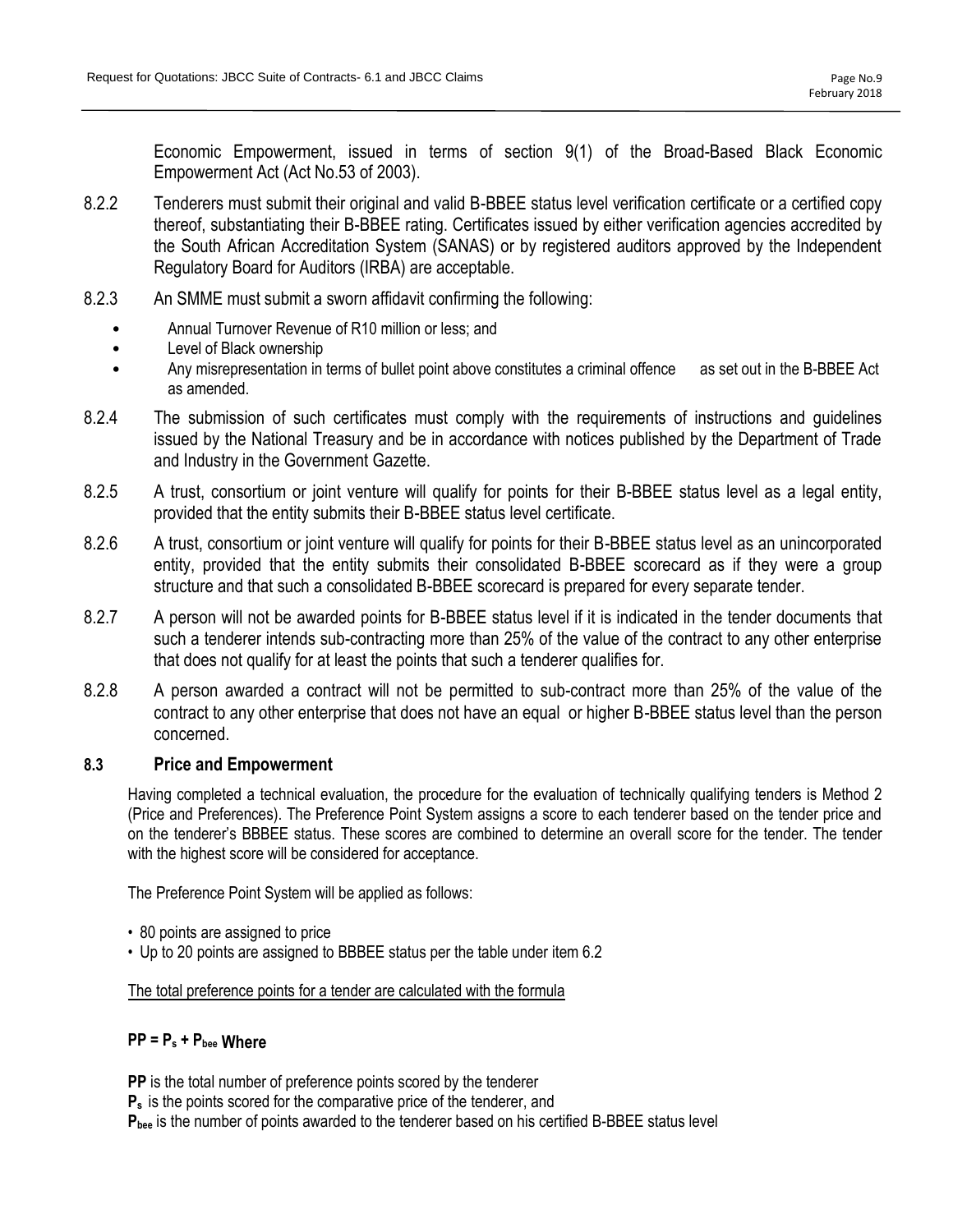Economic Empowerment, issued in terms of section 9(1) of the Broad-Based Black Economic Empowerment Act (Act No.53 of 2003).

8.2.2 Tenderers must submit their original and valid B-BBEE status level verification certificate or a certified copy thereof, substantiating their B-BBEE rating. Certificates issued by either verification agencies accredited by the South African Accreditation System (SANAS) or by registered auditors approved by the Independent Regulatory Board for Auditors (IRBA) are acceptable.

8.2.3 An SMME must submit a sworn affidavit confirming the following:

- Annual Turnover Revenue of R10 million or less; and
- Level of Black ownership
- Any misrepresentation in terms of bullet point above constitutes a criminal offence as set out in the B-BBEE Act as amended.

8.2.4 The submission of such certificates must comply with the requirements of instructions and guidelines issued by the National Treasury and be in accordance with notices published by the Department of Trade and Industry in the Government Gazette.

8.2.5 A trust, consortium or joint venture will qualify for points for their B-BBEE status level as a legal entity, provided that the entity submits their B-BBEE status level certificate.

8.2.6 A trust, consortium or joint venture will qualify for points for their B-BBEE status level as an unincorporated entity, provided that the entity submits their consolidated B-BBEE scorecard as if they were a group structure and that such a consolidated B-BBEE scorecard is prepared for every separate tender.

8.2.7 A person will not be awarded points for B-BBEE status level if it is indicated in the tender documents that such a tenderer intends sub-contracting more than 25% of the value of the contract to any other enterprise that does not qualify for at least the points that such a tenderer qualifies for.

8.2.8 A person awarded a contract will not be permitted to sub-contract more than 25% of the value of the contract to any other enterprise that does not have an equal or higher B-BBEE status level than the person concerned.

### 8.3 Price and Empowerment

Having completed a technical evaluation, the procedure for the evaluation of technically qualifying tenders is Method 2 (Price and Preferences). The Preference Point System assigns a score to each tenderer based on the tender price and on the tenderer's BBBEE status. These scores are combined to determine an overall score for the tender. The tender with the highest score will be considered for acceptance.

The Preference Point System will be applied as follows:

- 80 points are assigned to price
- Up to 20 points are assigned to BBBEE status per the table under item 6.2

The total preference points for a tender are calculated with the formula

**$PP = P_s + P_{bee}$ Where**

**PP** is the total number of preference points scored by the tenderer

**$P_s$** is the points scored for the comparative price of the tenderer, and

**$P_{bee}$** is the number of points awarded to the tenderer based on his certified B-BBEE status level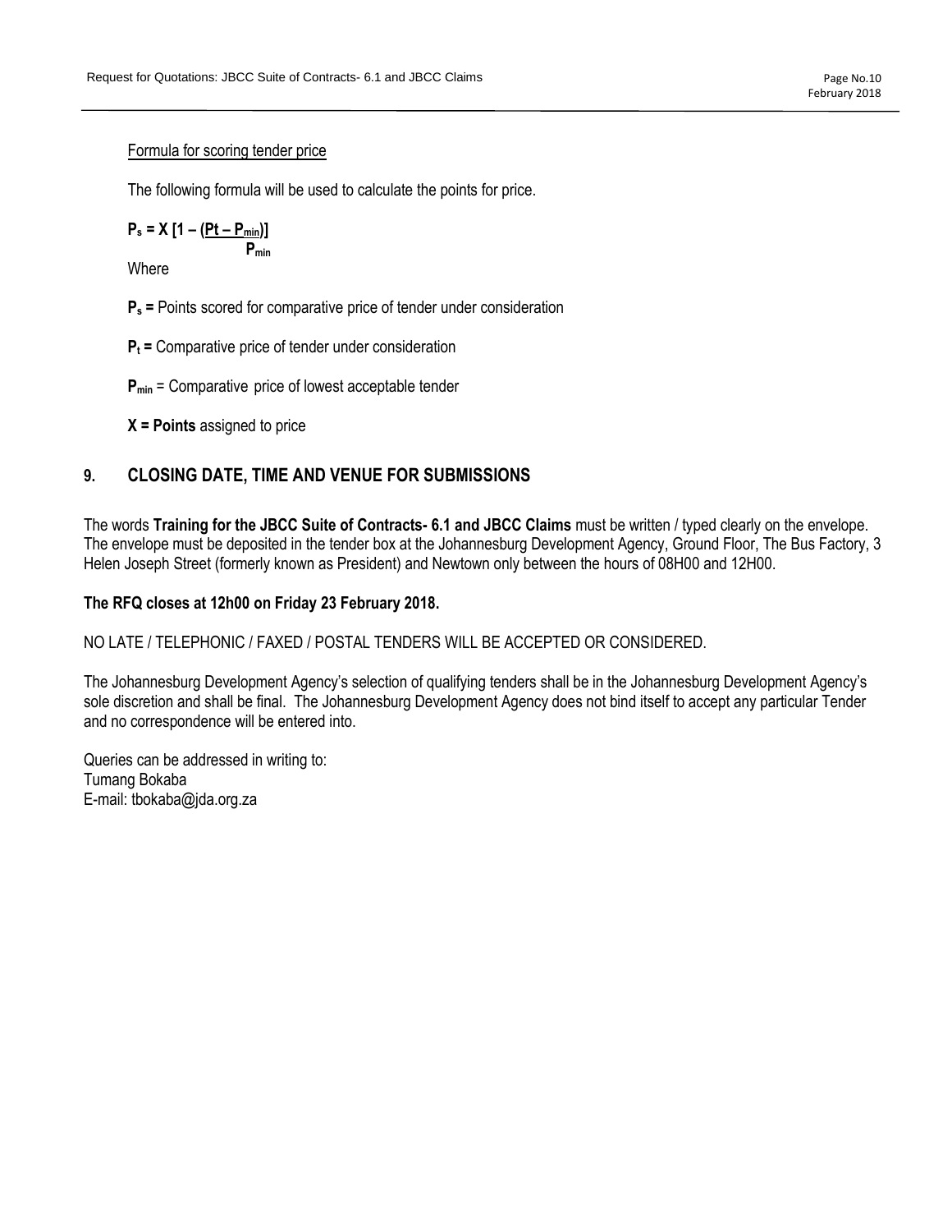Formula for scoring tender price

The following formula will be used to calculate the points for price.

$$P_s = X \left[1 - \frac{(P_t - P_{min})}{P_{min}}\right]$$

Where

**$P_s$ =** Points scored for comparative price of tender under consideration

**$P_t$ =** Comparative price of tender under consideration

**$P_{min}$** = Comparative price of lowest acceptable tender

**X = Points** assigned to price

## 9. CLOSING DATE, TIME AND VENUE FOR SUBMISSIONS

The words **Training for the JBCC Suite of Contracts- 6.1 and JBCC Claims** must be written / typed clearly on the envelope. The envelope must be deposited in the tender box at the Johannesburg Development Agency, Ground Floor, The Bus Factory, 3 Helen Joseph Street (formerly known as President) and Newtown only between the hours of 08H00 and 12H00.

**The RFQ closes at 12h00 on Friday 23 February 2018.**

NO LATE / TELEPHONIC / FAXED / POSTAL TENDERS WILL BE ACCEPTED OR CONSIDERED.

The Johannesburg Development Agency's selection of qualifying tenders shall be in the Johannesburg Development Agency's sole discretion and shall be final. The Johannesburg Development Agency does not bind itself to accept any particular Tender and no correspondence will be entered into.

Queries can be addressed in writing to:
Tumang Bokaba
E-mail: tbokaba@jda.org.za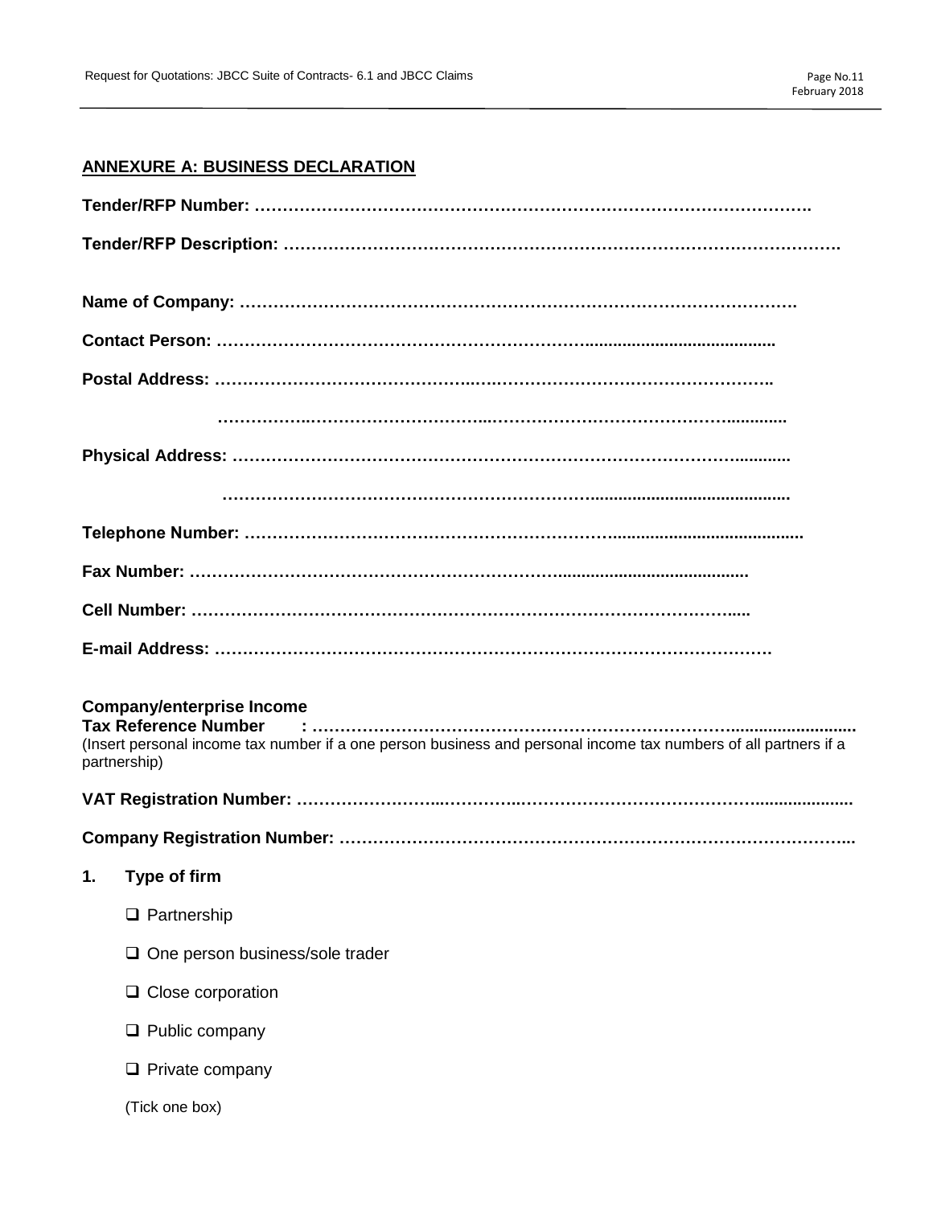## ANNEXURE A: BUSINESS DECLARATION

**Tender/RFP Number: …………………………………………………………………………………………….**

**Tender/RFP Description: …………………………………………………………………………………………….**

**Name of Company: …………………………………………………………………………………………….**

**Contact Person: ……………………………………………………………………………………………..**

**Postal Address: ……………………………………………………………………………………………..**

**……………………………………………………………………………………………..**

**Physical Address: ……………………………………………………………………………………………..**

**……………………………………………………………………………………………..**

**Telephone Number: ……………………………………………………………………………………………..**

**Fax Number: ……………………………………………………………………………………………..**

**Cell Number: ……………………………………………………………………………………………..**

**E-mail Address: ……………………………………………………………………………………………..**

**Company/enterprise Income**
**Tax Reference Number : ……………………………………………………………………………………………..**
(Insert personal income tax number if a one person business and personal income tax numbers of all partners if a partnership)

**VAT Registration Number: ……………………………………………………………………………………………..**

**Company Registration Number: ……………………………………………………………………………………………..**

**1. Type of firm**

- ☐ Partnership
- ☐ One person business/sole trader
- ☐ Close corporation
- ☐ Public company
- ☐ Private company

(Tick one box)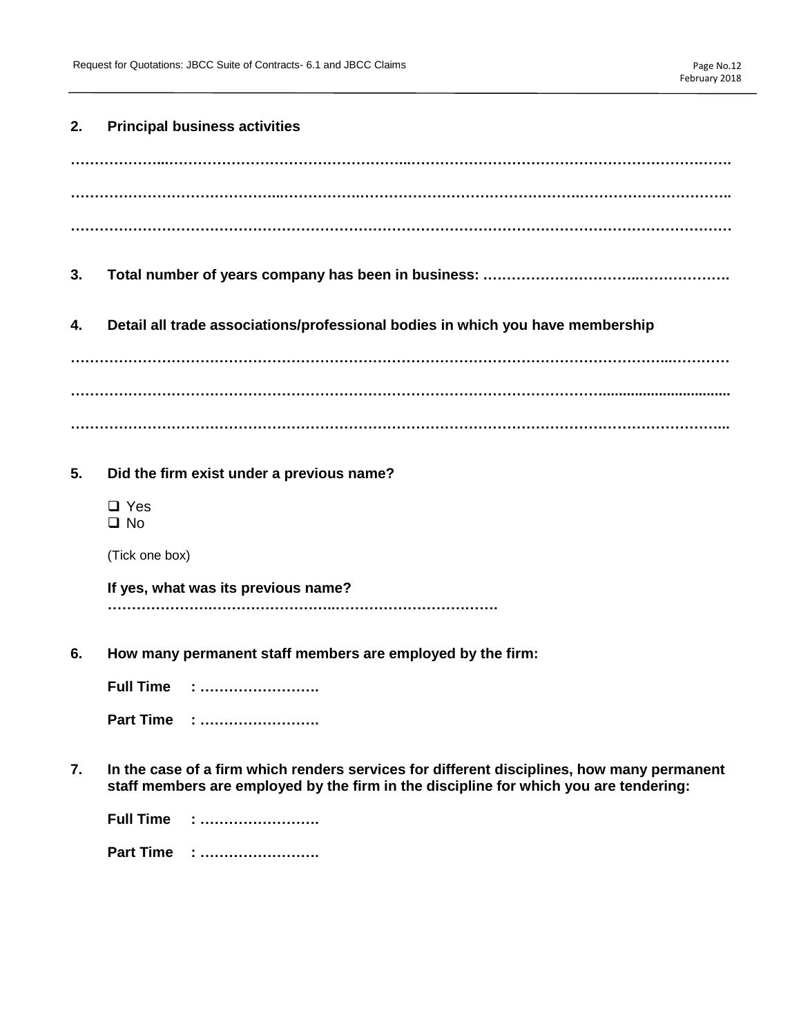**2. Principal business activities**

……………….……………………………………………..……………………………………………………….

……………………………………..……………….……………………………………………….……………………..

…………………………………………………………………………………………………………………………

**3. Total number of years company has been in business: ……………………………..……………….**

**4. Detail all trade associations/professional bodies in which you have membership**

…………………………………………………………………………………………………………...……….

…………………………………………………………………………………………………................................

…………………………………………………………………………………………………………………………..

**5. Did the firm exist under a previous name?**

- ❑ Yes
- ❑ No

(Tick one box)

**If yes, what was its previous name?**
**……………….………………………..…………………………….**

**6. How many permanent staff members are employed by the firm:**

**Full Time : …………………….**

**Part Time : …………………….**

**7. In the case of a firm which renders services for different disciplines, how many permanent staff members are employed by the firm in the discipline for which you are tendering:**

**Full Time : …………………….**

**Part Time : …………………….**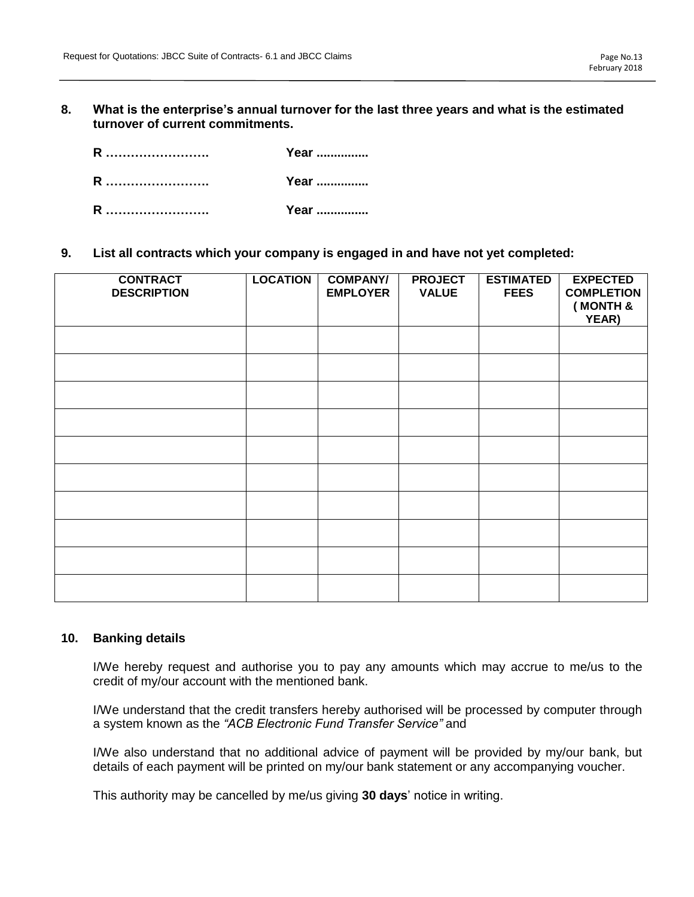**8. What is the enterprise's annual turnover for the last three years and what is the estimated turnover of current commitments.**

**R ……………………. Year ...............**

**R ……………………. Year ...............**

**R ……………………. Year ...............**

**9. List all contracts which your company is engaged in and have not yet completed:**

| CONTRACT DESCRIPTION | LOCATION | COMPANY/ EMPLOYER | PROJECT VALUE | ESTIMATED FEES | EXPECTED COMPLETION ( MONTH & YEAR) |
|---|---|---|---|---|---|
| | | | | | |
| | | | | | |
| | | | | | |
| | | | | | |
| | | | | | |
| | | | | | |
| | | | | | |
| | | | | | |
| | | | | | |
| | | | | | |

**10. Banking details**

I/We hereby request and authorise you to pay any amounts which may accrue to me/us to the credit of my/our account with the mentioned bank.

I/We understand that the credit transfers hereby authorised will be processed by computer through a system known as the *"ACB Electronic Fund Transfer Service"* and

I/We also understand that no additional advice of payment will be provided by my/our bank, but details of each payment will be printed on my/our bank statement or any accompanying voucher.

This authority may be cancelled by me/us giving **30 days**' notice in writing.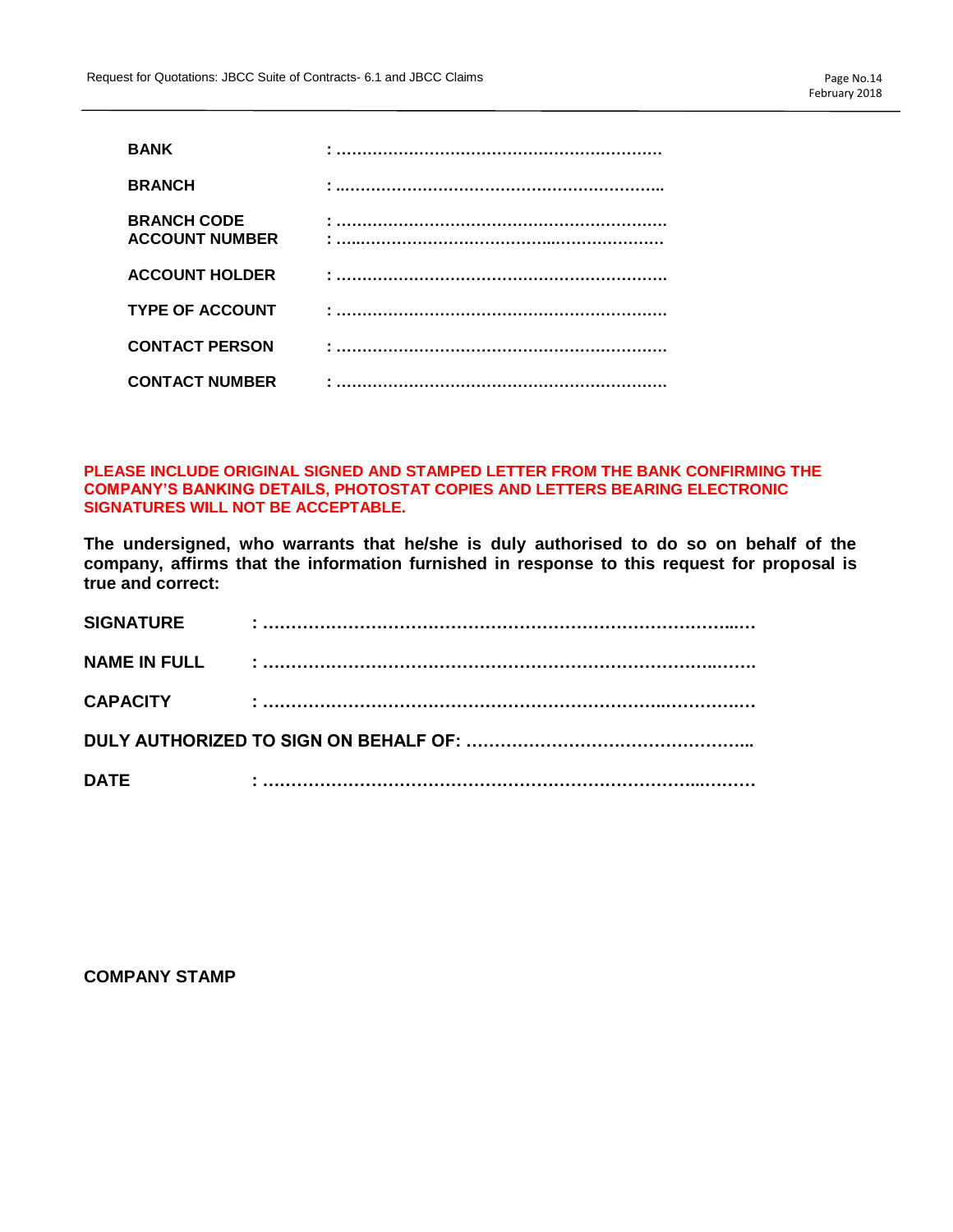**BANK** : ……………………………………………………

**BRANCH** : ……………………………………………………..

**BRANCH CODE** : ……………………………………………………

**ACCOUNT NUMBER** : ……………………………………………………

**ACCOUNT HOLDER** : ……………………………………………………

**TYPE OF ACCOUNT** : ……………………………………………………

**CONTACT PERSON** : ……………………………………………………

**CONTACT NUMBER** : ……………………………………………………

**PLEASE INCLUDE ORIGINAL SIGNED AND STAMPED LETTER FROM THE BANK CONFIRMING THE COMPANY'S BANKING DETAILS, PHOTOSTAT COPIES AND LETTERS BEARING ELECTRONIC SIGNATURES WILL NOT BE ACCEPTABLE.**

**The undersigned, who warrants that he/she is duly authorised to do so on behalf of the company, affirms that the information furnished in response to this request for proposal is true and correct:**

**SIGNATURE** : ……………………………………………………………………

**NAME IN FULL** : ……………………………………………………………………

**CAPACITY** : ……………………………………………………………………

**DULY AUTHORIZED TO SIGN ON BEHALF OF:** …………………………………………..

**DATE** : ……………………………………………………………………

**COMPANY STAMP**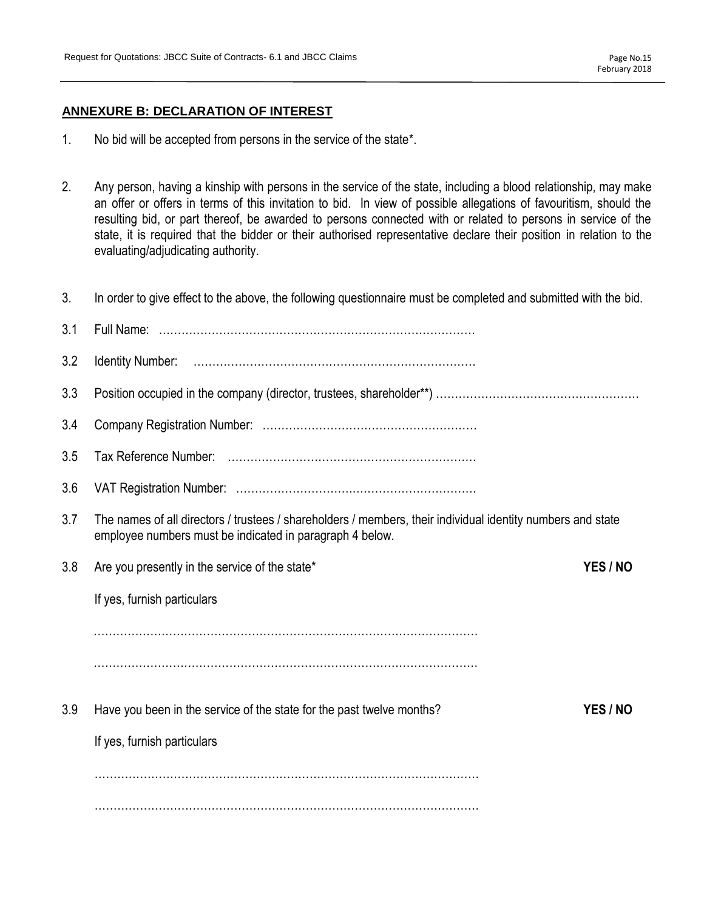## ANNEXURE B: DECLARATION OF INTEREST

1. No bid will be accepted from persons in the service of the state*.

2. Any person, having a kinship with persons in the service of the state, including a blood relationship, may make an offer or offers in terms of this invitation to bid. In view of possible allegations of favouritism, should the resulting bid, or part thereof, be awarded to persons connected with or related to persons in service of the state, it is required that the bidder or their authorised representative declare their position in relation to the evaluating/adjudicating authority.

3. In order to give effect to the above, the following questionnaire must be completed and submitted with the bid.

3.1 Full Name: …………………………………………………………………………

3.2 Identity Number: …………………………………………………………………

3.3 Position occupied in the company (director, trustees, shareholder**) ………………………………………………

3.4 Company Registration Number: ………………………………………………

3.5 Tax Reference Number: …………………………………………………………

3.6 VAT Registration Number: ……………………………………………………

3.7 The names of all directors / trustees / shareholders / members, their individual identity numbers and state employee numbers must be indicated in paragraph 4 below.

3.8 Are you presently in the service of the state* **YES / NO**

If yes, furnish particulars

……………………………………………………………………………………………

……………………………………………………………………………………………

3.9 Have you been in the service of the state for the past twelve months? **YES / NO**

If yes, furnish particulars

……………………………………………………………………………………………

……………………………………………………………………………………………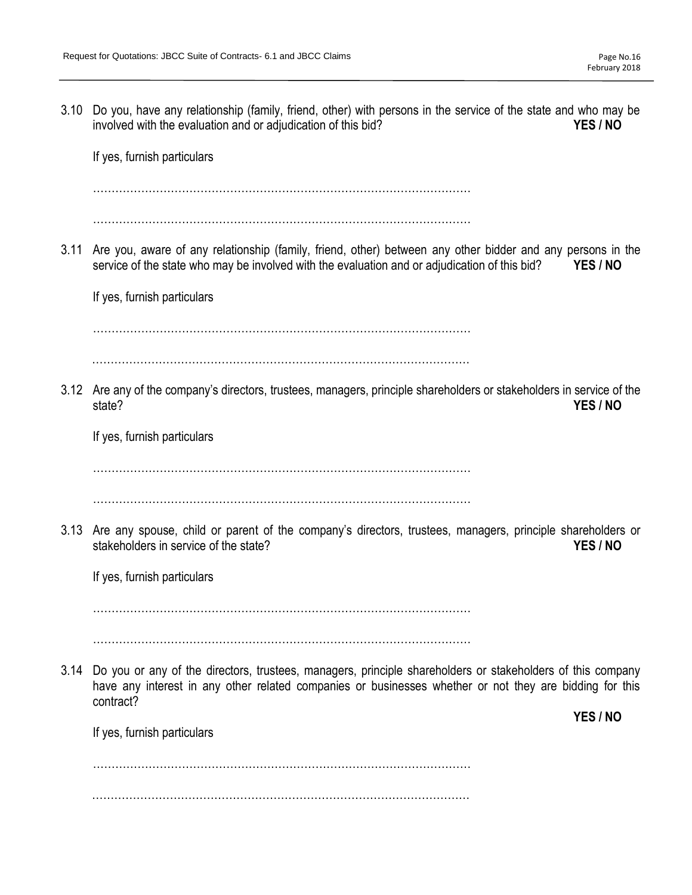3.10 Do you, have any relationship (family, friend, other) with persons in the service of the state and who may be involved with the evaluation and or adjudication of this bid? **YES / NO**

If yes, furnish particulars

…………………………………………………………………………………………

…………………………………………………………………………………………

3.11 Are you, aware of any relationship (family, friend, other) between any other bidder and any persons in the service of the state who may be involved with the evaluation and or adjudication of this bid? **YES / NO**

If yes, furnish particulars

…………………………………………………………………………………………

…………………………………………………………………………………………

3.12 Are any of the company's directors, trustees, managers, principle shareholders or stakeholders in service of the state? **YES / NO**

If yes, furnish particulars

…………………………………………………………………………………………

…………………………………………………………………………………………

3.13 Are any spouse, child or parent of the company's directors, trustees, managers, principle shareholders or stakeholders in service of the state? **YES / NO**

If yes, furnish particulars

…………………………………………………………………………………………

…………………………………………………………………………………………

3.14 Do you or any of the directors, trustees, managers, principle shareholders or stakeholders of this company have any interest in any other related companies or businesses whether or not they are bidding for this contract?

**YES / NO**

If yes, furnish particulars

…………………………………………………………………………………………

…………………………………………………………………………………………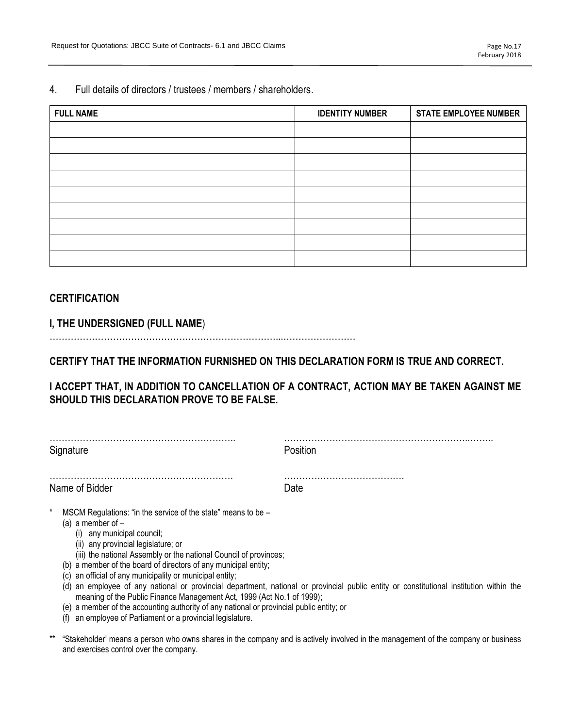4. Full details of directors / trustees / members / shareholders.

| FULL NAME | IDENTITY NUMBER | STATE EMPLOYEE NUMBER |
|---|---|---|
| | | |
| | | |
| | | |
| | | |
| | | |
| | | |
| | | |
| | | |
| | | |

## CERTIFICATION

**I, THE UNDERSIGNED (FULL NAME)**

……………………………………………………………………...……………………

**CERTIFY THAT THE INFORMATION FURNISHED ON THIS DECLARATION FORM IS TRUE AND CORRECT.**

**I ACCEPT THAT, IN ADDITION TO CANCELLATION OF A CONTRACT, ACTION MAY BE TAKEN AGAINST ME SHOULD THIS DECLARATION PROVE TO BE FALSE.**

…………………………………………………….. ……………………………………………………..……..
Signature Position

……………………………………………………. ………………………………….
Name of Bidder Date

\* MSCM Regulations: "in the service of the state" means to be –
- (a) a member of –
  - (i) any municipal council;
  - (ii) any provincial legislature; or
  - (iii) the national Assembly or the national Council of provinces;
- (b) a member of the board of directors of any municipal entity;
- (c) an official of any municipality or municipal entity;
- (d) an employee of any national or provincial department, national or provincial public entity or constitutional institution within the meaning of the Public Finance Management Act, 1999 (Act No.1 of 1999);
- (e) a member of the accounting authority of any national or provincial public entity; or
- (f) an employee of Parliament or a provincial legislature.

\*\* "Stakeholder' means a person who owns shares in the company and is actively involved in the management of the company or business and exercises control over the company.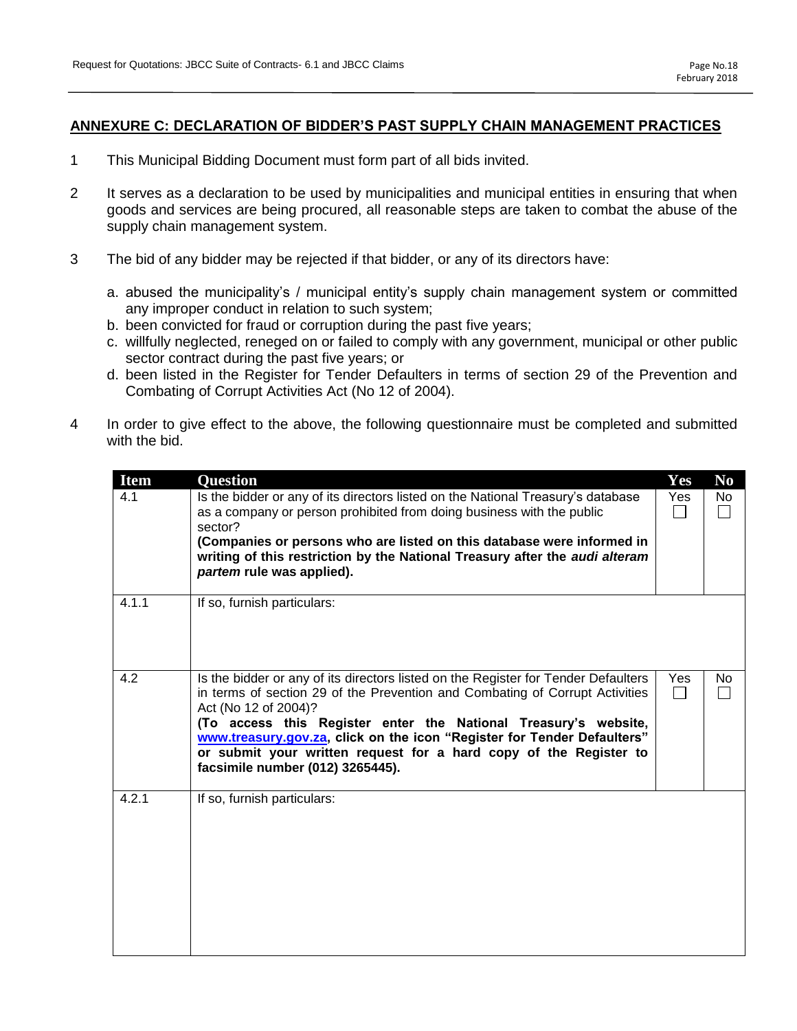## ANNEXURE C: DECLARATION OF BIDDER'S PAST SUPPLY CHAIN MANAGEMENT PRACTICES

1. This Municipal Bidding Document must form part of all bids invited.

2. It serves as a declaration to be used by municipalities and municipal entities in ensuring that when goods and services are being procured, all reasonable steps are taken to combat the abuse of the supply chain management system.

3. The bid of any bidder may be rejected if that bidder, or any of its directors have:

   a. abused the municipality's / municipal entity's supply chain management system or committed any improper conduct in relation to such system;
   b. been convicted for fraud or corruption during the past five years;
   c. willfully neglected, reneged on or failed to comply with any government, municipal or other public sector contract during the past five years; or
   d. been listed in the Register for Tender Defaulters in terms of section 29 of the Prevention and Combating of Corrupt Activities Act (No 12 of 2004).

4. In order to give effect to the above, the following questionnaire must be completed and submitted with the bid.

| Item | Question | Yes | No |
|---|---|---|---|
| 4.1 | Is the bidder or any of its directors listed on the National Treasury's database as a company or person prohibited from doing business with the public sector?<br>**(Companies or persons who are listed on this database were informed in writing of this restriction by the National Treasury after the *audi alteram partem* rule was applied).** | Yes ☐ | No ☐ |
| 4.1.1 | If so, furnish particulars: | | |
| 4.2 | Is the bidder or any of its directors listed on the Register for Tender Defaulters in terms of section 29 of the Prevention and Combating of Corrupt Activities Act (No 12 of 2004)?<br>**(To access this Register enter the National Treasury's website, www.treasury.gov.za, click on the icon "Register for Tender Defaulters" or submit your written request for a hard copy of the Register to facsimile number (012) 3265445).** | Yes ☐ | No ☐ |
| 4.2.1 | If so, furnish particulars: | | |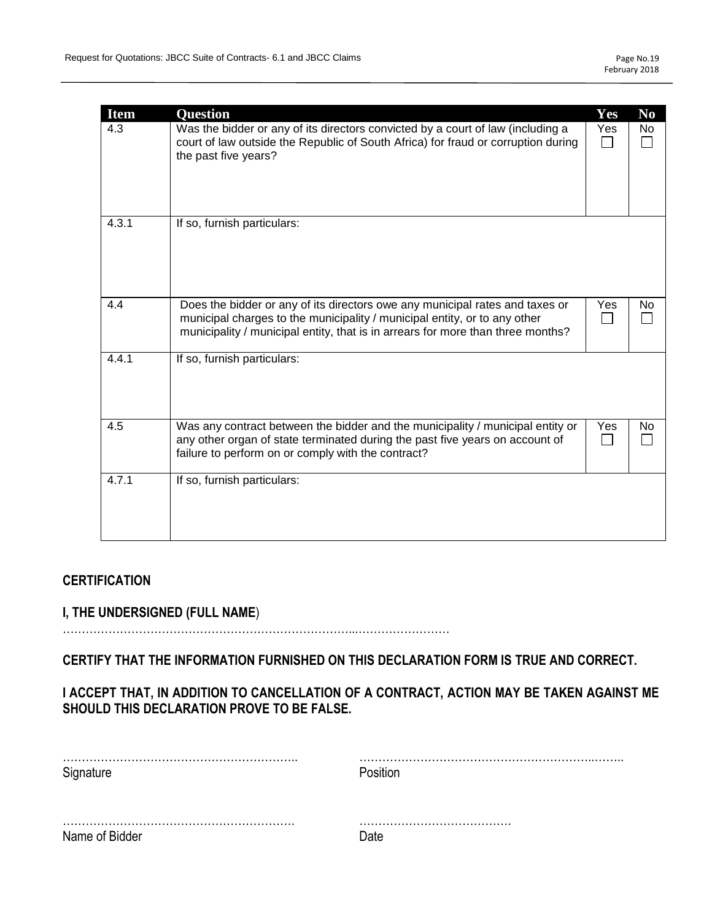| Item | Question | Yes | No |
|---|---|---|---|
| 4.3 | Was the bidder or any of its directors convicted by a court of law (including a court of law outside the Republic of South Africa) for fraud or corruption during the past five years? | Yes ☐ | No ☐ |
| 4.3.1 | If so, furnish particulars: | | |
| 4.4 | Does the bidder or any of its directors owe any municipal rates and taxes or municipal charges to the municipality / municipal entity, or to any other municipality / municipal entity, that is in arrears for more than three months? | Yes ☐ | No ☐ |
| 4.4.1 | If so, furnish particulars: | | |
| 4.5 | Was any contract between the bidder and the municipality / municipal entity or any other organ of state terminated during the past five years on account of failure to perform on or comply with the contract? | Yes ☐ | No ☐ |
| 4.7.1 | If so, furnish particulars: | | |

**CERTIFICATION**

**I, THE UNDERSIGNED (FULL NAME**)

……………………………………………………………………..……………………

**CERTIFY THAT THE INFORMATION FURNISHED ON THIS DECLARATION FORM IS TRUE AND CORRECT.**

**I ACCEPT THAT, IN ADDITION TO CANCELLATION OF A CONTRACT, ACTION MAY BE TAKEN AGAINST ME SHOULD THIS DECLARATION PROVE TO BE FALSE.**

……………………………………………………..
Signature

…………………………………………………………..……..
Position

…………………………………………………….
Name of Bidder

…………………………………
Date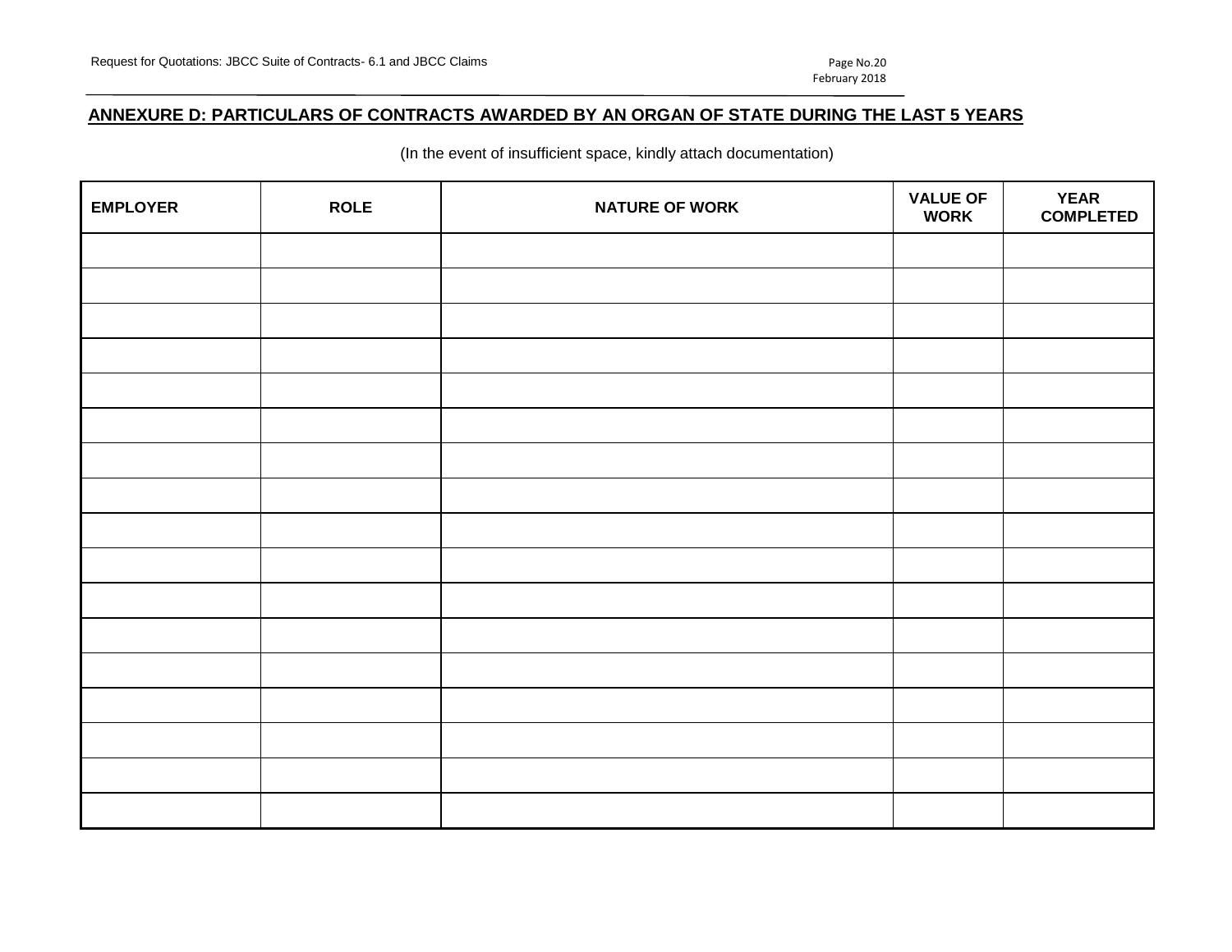## ANNEXURE D: PARTICULARS OF CONTRACTS AWARDED BY AN ORGAN OF STATE DURING THE LAST 5 YEARS

(In the event of insufficient space, kindly attach documentation)

| EMPLOYER | ROLE | NATURE OF WORK | VALUE OF WORK | YEAR COMPLETED |
|---|---|---|---|---|
| | | | | |
| | | | | |
| | | | | |
| | | | | |
| | | | | |
| | | | | |
| | | | | |
| | | | | |
| | | | | |
| | | | | |
| | | | | |
| | | | | |
| | | | | |
| | | | | |
| | | | | |
| | | | | |
| | | | | |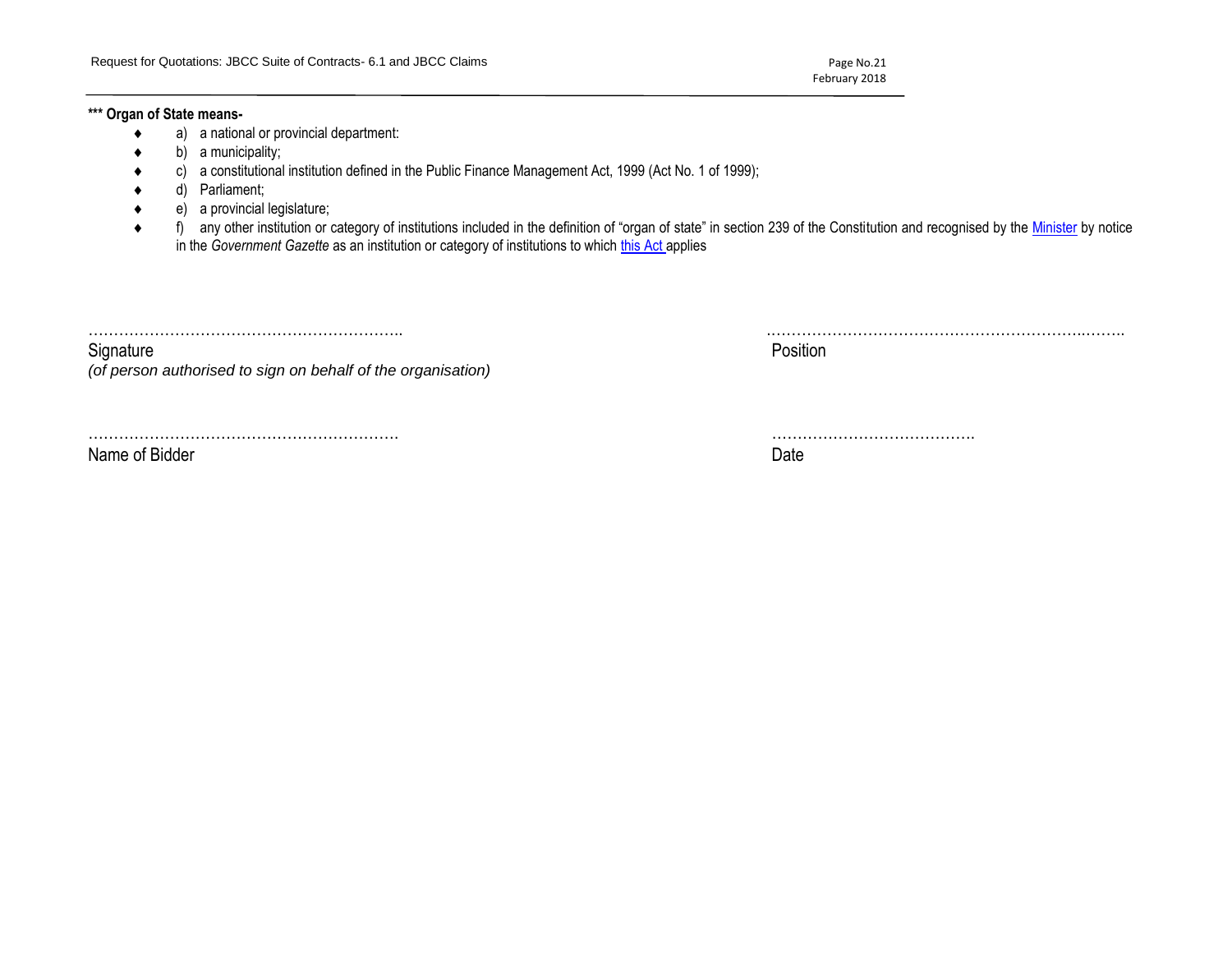**\*\*\* Organ of State means-**

- a) a national or provincial department:
- b) a municipality;
- c) a constitutional institution defined in the Public Finance Management Act, 1999 (Act No. 1 of 1999);
- d) Parliament;
- e) a provincial legislature;
- f) any other institution or category of institutions included in the definition of "organ of state" in section 239 of the Constitution and recognised by the Minister by notice in the *Government Gazette* as an institution or category of institutions to which this Act applies

| | |
|---|---|
| ……………………………………………………….. | ……………………………………………………….………. |
| Signature<br>*(of person authorised to sign on behalf of the organisation)* | Position |
| ………………………………………………………. | …………………………………. |
| Name of Bidder | Date |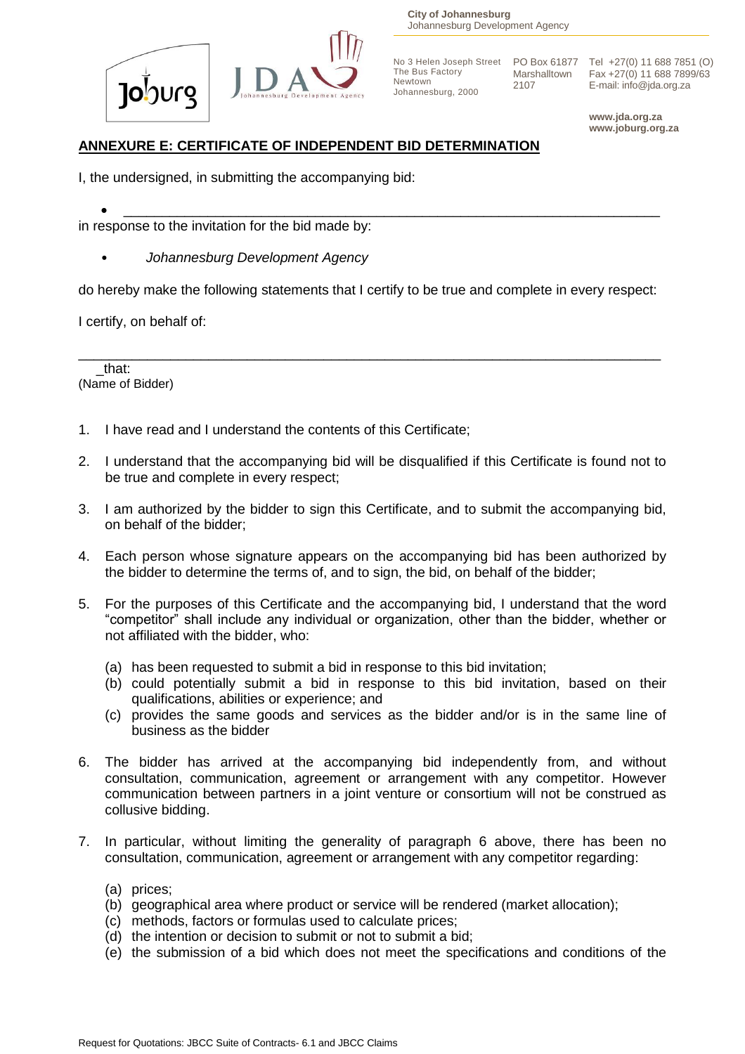**City of Johannesburg**
Johannesburg Development Agency

No 3 Helen Joseph Street
The Bus Factory
Newtown
Johannesburg, 2000

PO Box 61877
Marshalltown
2107

Tel +27(0) 11 688 7851 (O)
Fax +27(0) 11 688 7899/63
E-mail: info@jda.org.za

**www.jda.org.za**
**www.joburg.org.za**

## ANNEXURE E: CERTIFICATE OF INDEPENDENT BID DETERMINATION

I, the undersigned, in submitting the accompanying bid:

- ____________________________________________________________________

in response to the invitation for the bid made by:

- *Johannesburg Development Agency*

do hereby make the following statements that I certify to be true and complete in every respect:

I certify, on behalf of:

______________________________________________________________________________ that:
(Name of Bidder)

1. I have read and I understand the contents of this Certificate;
2. I understand that the accompanying bid will be disqualified if this Certificate is found not to be true and complete in every respect;
3. I am authorized by the bidder to sign this Certificate, and to submit the accompanying bid, on behalf of the bidder;
4. Each person whose signature appears on the accompanying bid has been authorized by the bidder to determine the terms of, and to sign, the bid, on behalf of the bidder;
5. For the purposes of this Certificate and the accompanying bid, I understand that the word "competitor" shall include any individual or organization, other than the bidder, whether or not affiliated with the bidder, who:
   (a) has been requested to submit a bid in response to this bid invitation;
   (b) could potentially submit a bid in response to this bid invitation, based on their qualifications, abilities or experience; and
   (c) provides the same goods and services as the bidder and/or is in the same line of business as the bidder
6. The bidder has arrived at the accompanying bid independently from, and without consultation, communication, agreement or arrangement with any competitor. However communication between partners in a joint venture or consortium will not be construed as collusive bidding.
7. In particular, without limiting the generality of paragraph 6 above, there has been no consultation, communication, agreement or arrangement with any competitor regarding:
   (a) prices;
   (b) geographical area where product or service will be rendered (market allocation);
   (c) methods, factors or formulas used to calculate prices;
   (d) the intention or decision to submit or not to submit a bid;
   (e) the submission of a bid which does not meet the specifications and conditions of the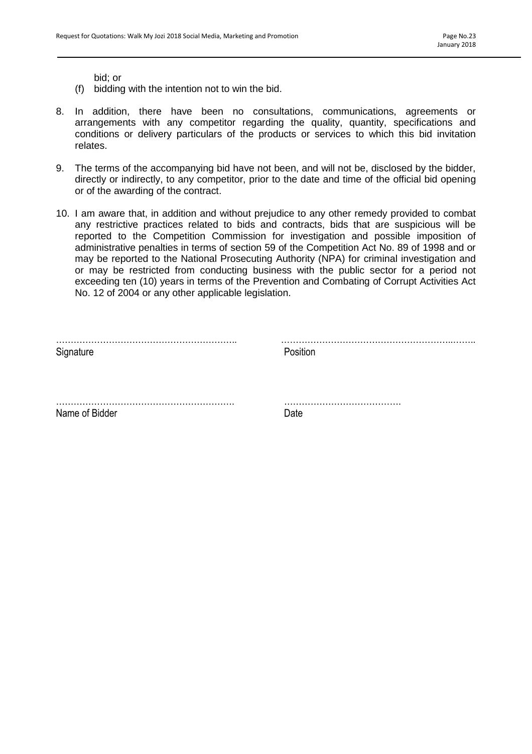bid; or

(f) bidding with the intention not to win the bid.

8. In addition, there have been no consultations, communications, agreements or arrangements with any competitor regarding the quality, quantity, specifications and conditions or delivery particulars of the products or services to which this bid invitation relates.

9. The terms of the accompanying bid have not been, and will not be, disclosed by the bidder, directly or indirectly, to any competitor, prior to the date and time of the official bid opening or of the awarding of the contract.

10. I am aware that, in addition and without prejudice to any other remedy provided to combat any restrictive practices related to bids and contracts, bids that are suspicious will be reported to the Competition Commission for investigation and possible imposition of administrative penalties in terms of section 59 of the Competition Act No. 89 of 1998 and or may be reported to the National Prosecuting Authority (NPA) for criminal investigation and or may be restricted from conducting business with the public sector for a period not exceeding ten (10) years in terms of the Prevention and Combating of Corrupt Activities Act No. 12 of 2004 or any other applicable legislation.

……………………………………………………..
Signature

……………………………………………………..……..
Position

…………………………………………………….
Name of Bidder

………………………………….
Date